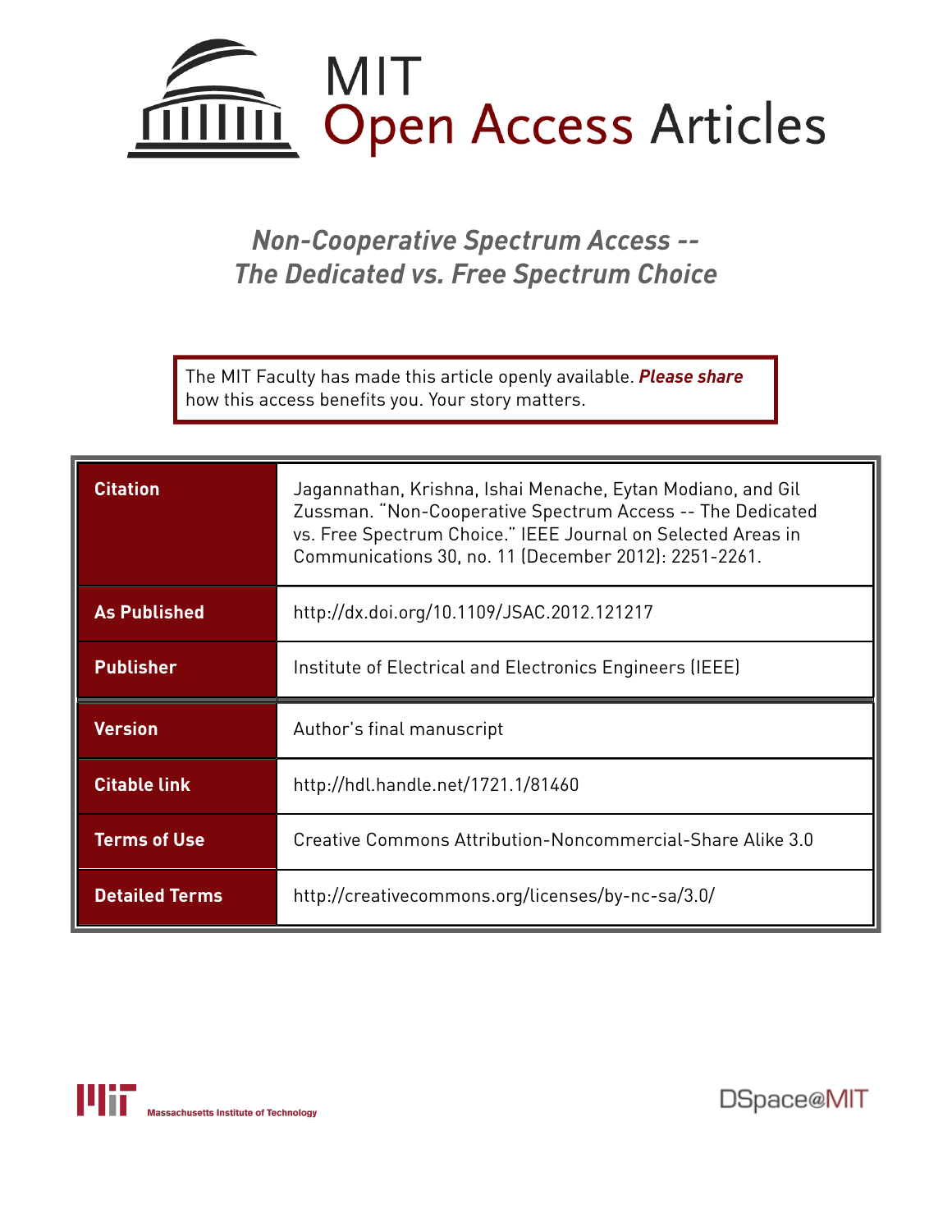MIT Open Access Articles

# *Non-Cooperative Spectrum Access -- The Dedicated vs. Free Spectrum Choice*

The MIT Faculty has made this article openly available. ***Please share*** how this access benefits you. Your story matters.

| | |
|---|---|
| **Citation** | Jagannathan, Krishna, Ishai Menache, Eytan Modiano, and Gil Zussman. "Non-Cooperative Spectrum Access -- The Dedicated vs. Free Spectrum Choice." IEEE Journal on Selected Areas in Communications 30, no. 11 (December 2012): 2251-2261. |
| **As Published** | http://dx.doi.org/10.1109/JSAC.2012.121217 |
| **Publisher** | Institute of Electrical and Electronics Engineers (IEEE) |
| **Version** | Author's final manuscript |
| **Citable link** | http://hdl.handle.net/1721.1/81460 |
| **Terms of Use** | Creative Commons Attribution-Noncommercial-Share Alike 3.0 |
| **Detailed Terms** | http://creativecommons.org/licenses/by-nc-sa/3.0/ |

Massachusetts Institute of Technology

DSpace@MIT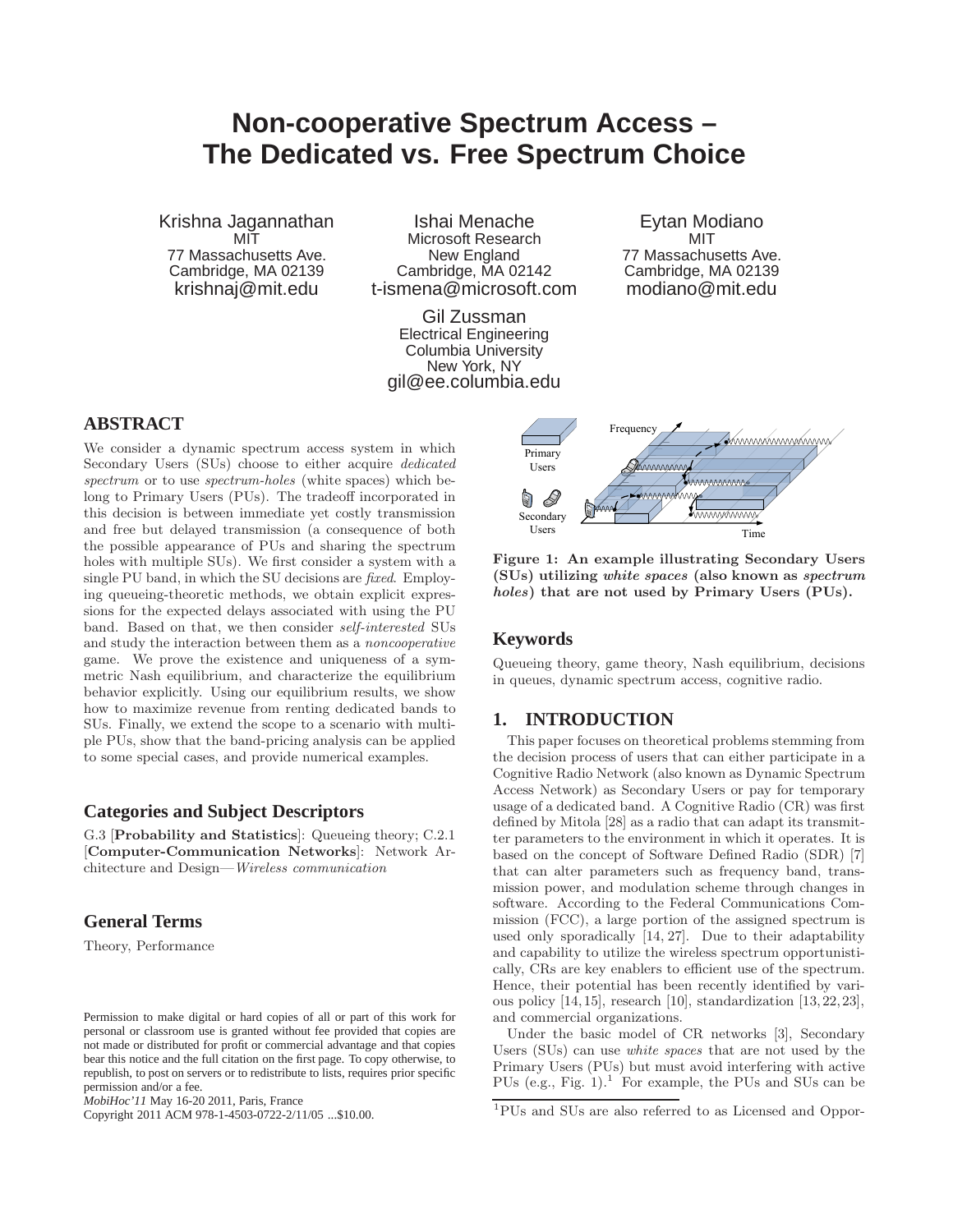# Non-cooperative Spectrum Access – The Dedicated vs. Free Spectrum Choice

Krishna Jagannathan
MIT
77 Massachusetts Ave.
Cambridge, MA 02139
krishnaj@mit.edu

Ishai Menache
Microsoft Research
New England
Cambridge, MA 02142
t-ismena@microsoft.com

Eytan Modiano
MIT
77 Massachusetts Ave.
Cambridge, MA 02139
modiano@mit.edu

Gil Zussman
Electrical Engineering
Columbia University
New York, NY
gil@ee.columbia.edu

## ABSTRACT

We consider a dynamic spectrum access system in which Secondary Users (SUs) choose to either acquire *dedicated spectrum* or to use *spectrum-holes* (white spaces) which belong to Primary Users (PUs). The tradeoff incorporated in this decision is between immediate yet costly transmission and free but delayed transmission (a consequence of both the possible appearance of PUs and sharing the spectrum holes with multiple SUs). We first consider a system with a single PU band, in which the SU decisions are *fixed*. Employing queueing-theoretic methods, we obtain explicit expressions for the expected delays associated with using the PU band. Based on that, we then consider *self-interested* SUs and study the interaction between them as a *noncooperative* game. We prove the existence and uniqueness of a symmetric Nash equilibrium, and characterize the equilibrium behavior explicitly. Using our equilibrium results, we show how to maximize revenue from renting dedicated bands to SUs. Finally, we extend the scope to a scenario with multiple PUs, show that the band-pricing analysis can be applied to some special cases, and provide numerical examples.

## Categories and Subject Descriptors

G.3 [**Probability and Statistics**]: Queueing theory; C.2.1 [**Computer-Communication Networks**]: Network Architecture and Design—*Wireless communication*

## General Terms

Theory, Performance

Permission to make digital or hard copies of all or part of this work for personal or classroom use is granted without fee provided that copies are not made or distributed for profit or commercial advantage and that copies bear this notice and the full citation on the first page. To copy otherwise, to republish, to post on servers or to redistribute to lists, requires prior specific permission and/or a fee.
*MobiHoc'11* May 16-20 2011, Paris, France
Copyright 2011 ACM 978-1-4503-0722-2/11/05 ...$10.00.

Frequency
Primary Users
Secondary Users
Time

**Figure 1: An example illustrating Secondary Users (SUs) utilizing *white spaces* (also known as *spectrum holes*) that are not used by Primary Users (PUs).**

## Keywords

Queueing theory, game theory, Nash equilibrium, decisions in queues, dynamic spectrum access, cognitive radio.

## 1. INTRODUCTION

This paper focuses on theoretical problems stemming from the decision process of users that can either participate in a Cognitive Radio Network (also known as Dynamic Spectrum Access Network) as Secondary Users or pay for temporary usage of a dedicated band. A Cognitive Radio (CR) was first defined by Mitola [28] as a radio that can adapt its transmitter parameters to the environment in which it operates. It is based on the concept of Software Defined Radio (SDR) [7] that can alter parameters such as frequency band, transmission power, and modulation scheme through changes in software. According to the Federal Communications Commission (FCC), a large portion of the assigned spectrum is used only sporadically [14, 27]. Due to their adaptability and capability to utilize the wireless spectrum opportunistically, CRs are key enablers to efficient use of the spectrum. Hence, their potential has been recently identified by various policy [14,15], research [10], standardization [13,22,23], and commercial organizations.

Under the basic model of CR networks [3], Secondary Users (SUs) can use *white spaces* that are not used by the Primary Users (PUs) but must avoid interfering with active PUs (e.g., Fig. 1).[1] For example, the PUs and SUs can be

[1]PUs and SUs are also referred to as Licensed and Oppor-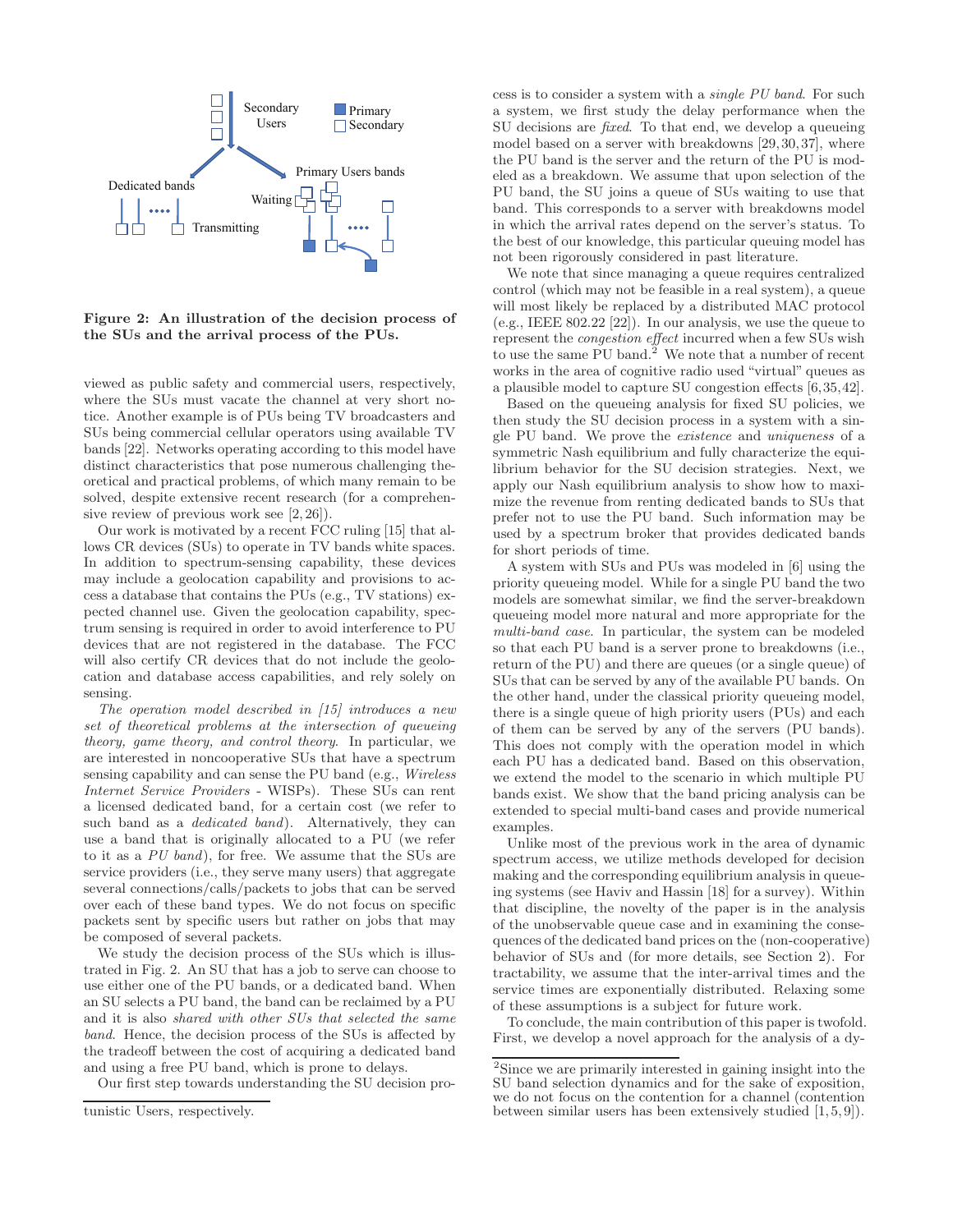**Figure 2: An illustration of the decision process of the SUs and the arrival process of the PUs.**

viewed as public safety and commercial users, respectively, where the SUs must vacate the channel at very short notice. Another example is of PUs being TV broadcasters and SUs being commercial cellular operators using available TV bands [22]. Networks operating according to this model have distinct characteristics that pose numerous challenging theoretical and practical problems, of which many remain to be solved, despite extensive recent research (for a comprehensive review of previous work see [2,26]).

Our work is motivated by a recent FCC ruling [15] that allows CR devices (SUs) to operate in TV bands white spaces. In addition to spectrum-sensing capability, these devices may include a geolocation capability and provisions to access a database that contains the PUs (e.g., TV stations) expected channel use. Given the geolocation capability, spectrum sensing is required in order to avoid interference to PU devices that are not registered in the database. The FCC will also certify CR devices that do not include the geolocation and database access capabilities, and rely solely on sensing.

*The operation model described in [15] introduces a new set of theoretical problems at the intersection of queueing theory, game theory, and control theory.* In particular, we are interested in noncooperative SUs that have a spectrum sensing capability and can sense the PU band (e.g., *Wireless Internet Service Providers* - WISPs). These SUs can rent a licensed dedicated band, for a certain cost (we refer to such band as a *dedicated band*). Alternatively, they can use a band that is originally allocated to a PU (we refer to it as a *PU band*), for free. We assume that the SUs are service providers (i.e., they serve many users) that aggregate several connections/calls/packets to jobs that can be served over each of these band types. We do not focus on specific packets sent by specific users but rather on jobs that may be composed of several packets.

We study the decision process of the SUs which is illustrated in Fig. 2. An SU that has a job to serve can choose to use either one of the PU bands, or a dedicated band. When an SU selects a PU band, the band can be reclaimed by a PU and it is also *shared with other SUs that selected the same band*. Hence, the decision process of the SUs is affected by the tradeoff between the cost of acquiring a dedicated band and using a free PU band, which is prone to delays.

Our first step towards understanding the SU decision process is to consider a system with a *single PU band*. For such a system, we first study the delay performance when the SU decisions are *fixed*. To that end, we develop a queueing model based on a server with breakdowns [29,30,37], where the PU band is the server and the return of the PU is modeled as a breakdown. We assume that upon selection of the PU band, the SU joins a queue of SUs waiting to use that band. This corresponds to a server with breakdowns model in which the arrival rates depend on the server's status. To the best of our knowledge, this particular queuing model has not been rigorously considered in past literature.

We note that since managing a queue requires centralized control (which may not be feasible in a real system), a queue will most likely be replaced by a distributed MAC protocol (e.g., IEEE 802.22 [22]). In our analysis, we use the queue to represent the *congestion effect* incurred when a few SUs wish to use the same PU band.[2] We note that a number of recent works in the area of cognitive radio used "virtual" queues as a plausible model to capture SU congestion effects [6,35,42].

Based on the queueing analysis for fixed SU policies, we then study the SU decision process in a system with a single PU band. We prove the *existence* and *uniqueness* of a symmetric Nash equilibrium and fully characterize the equilibrium behavior for the SU decision strategies. Next, we apply our Nash equilibrium analysis to show how to maximize the revenue from renting dedicated bands to SUs that prefer not to use the PU band. Such information may be used by a spectrum broker that provides dedicated bands for short periods of time.

A system with SUs and PUs was modeled in [6] using the priority queueing model. While for a single PU band the two models are somewhat similar, we find the server-breakdown queueing model more natural and more appropriate for the *multi-band case*. In particular, the system can be modeled so that each PU band is a server prone to breakdowns (i.e., return of the PU) and there are queues (or a single queue) of SUs that can be served by any of the available PU bands. On the other hand, under the classical priority queueing model, there is a single queue of high priority users (PUs) and each of them can be served by any of the servers (PU bands). This does not comply with the operation model in which each PU has a dedicated band. Based on this observation, we extend the model to the scenario in which multiple PU bands exist. We show that the band pricing analysis can be extended to special multi-band cases and provide numerical examples.

Unlike most of the previous work in the area of dynamic spectrum access, we utilize methods developed for decision making and the corresponding equilibrium analysis in queueing systems (see Haviv and Hassin [18] for a survey). Within that discipline, the novelty of the paper is in the analysis of the unobservable queue case and in examining the consequences of the dedicated band prices on the (non-cooperative) behavior of SUs and (for more details, see Section 2). For tractability, we assume that the inter-arrival times and the service times are exponentially distributed. Relaxing some of these assumptions is a subject for future work.

To conclude, the main contribution of this paper is twofold. First, we develop a novel approach for the analysis of a dy-

tunistic Users, respectively.

[2] Since we are primarily interested in gaining insight into the SU band selection dynamics and for the sake of exposition, we do not focus on the contention for a channel (contention between similar users has been extensively studied [1,5,9]).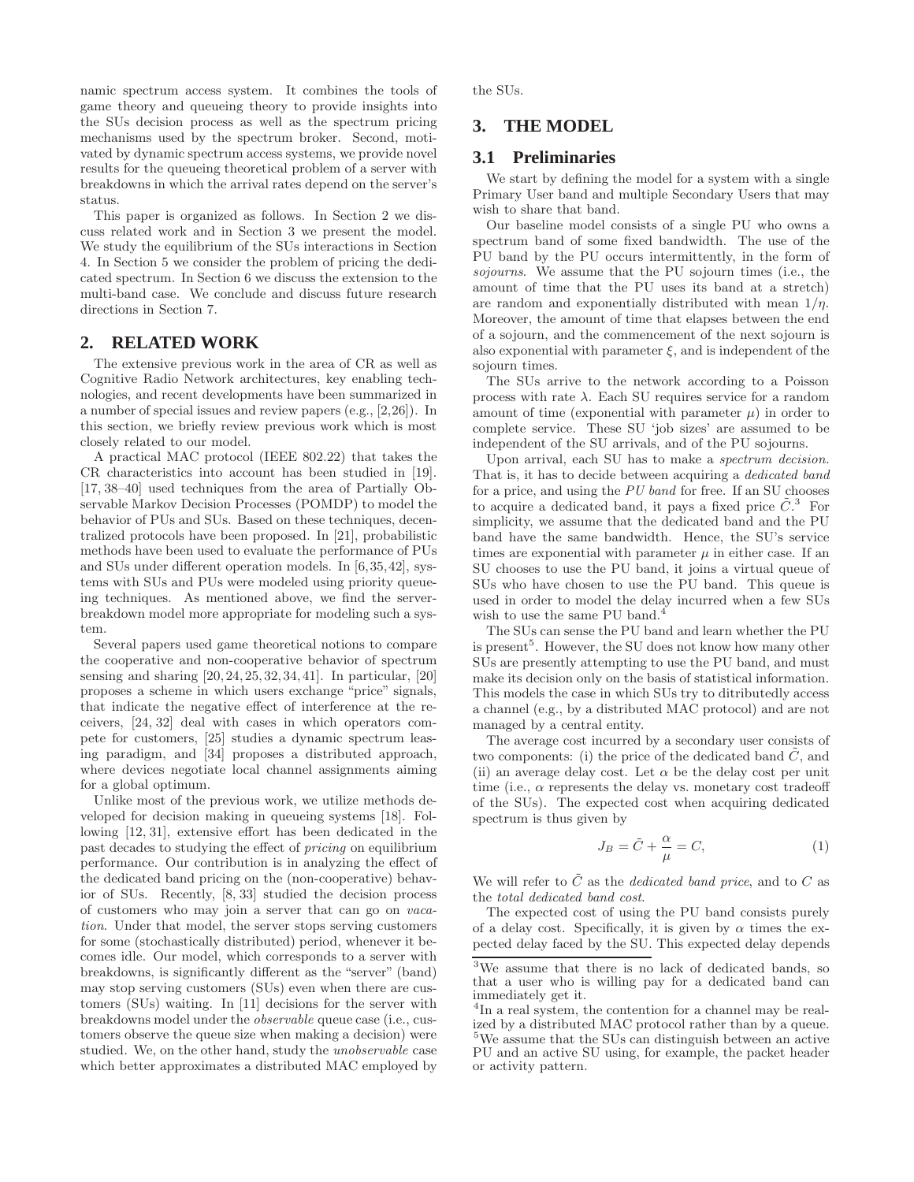namic spectrum access system. It combines the tools of game theory and queueing theory to provide insights into the SUs decision process as well as the spectrum pricing mechanisms used by the spectrum broker. Second, motivated by dynamic spectrum access systems, we provide novel results for the queueing theoretical problem of a server with breakdowns in which the arrival rates depend on the server's status.

This paper is organized as follows. In Section 2 we discuss related work and in Section 3 we present the model. We study the equilibrium of the SUs interactions in Section 4. In Section 5 we consider the problem of pricing the dedicated spectrum. In Section 6 we discuss the extension to the multi-band case. We conclude and discuss future research directions in Section 7.

## 2. RELATED WORK

The extensive previous work in the area of CR as well as Cognitive Radio Network architectures, key enabling technologies, and recent developments have been summarized in a number of special issues and review papers (e.g., [2,26]). In this section, we briefly review previous work which is most closely related to our model.

A practical MAC protocol (IEEE 802.22) that takes the CR characteristics into account has been studied in [19]. [17, 38–40] used techniques from the area of Partially Observable Markov Decision Processes (POMDP) to model the behavior of PUs and SUs. Based on these techniques, decentralized protocols have been proposed. In [21], probabilistic methods have been used to evaluate the performance of PUs and SUs under different operation models. In [6,35,42], systems with SUs and PUs were modeled using priority queueing techniques. As mentioned above, we find the server-breakdown model more appropriate for modeling such a system.

Several papers used game theoretical notions to compare the cooperative and non-cooperative behavior of spectrum sensing and sharing [20, 24, 25, 32, 34, 41]. In particular, [20] proposes a scheme in which users exchange "price" signals, that indicate the negative effect of interference at the receivers, [24, 32] deal with cases in which operators compete for customers, [25] studies a dynamic spectrum leasing paradigm, and [34] proposes a distributed approach, where devices negotiate local channel assignments aiming for a global optimum.

Unlike most of the previous work, we utilize methods developed for decision making in queueing systems [18]. Following [12, 31], extensive effort has been dedicated in the past decades to studying the effect of *pricing* on equilibrium performance. Our contribution is in analyzing the effect of the dedicated band pricing on the (non-cooperative) behavior of SUs. Recently, [8, 33] studied the decision process of customers who may join a server that can go on *vacation*. Under that model, the server stops serving customers for some (stochastically distributed) period, whenever it becomes idle. Our model, which corresponds to a server with breakdowns, is significantly different as the "server" (band) may stop serving customers (SUs) even when there are customers (SUs) waiting. In [11] decisions for the server with breakdowns model under the *observable* queue case (i.e., customers observe the queue size when making a decision) were studied. We, on the other hand, study the *unobservable* case which better approximates a distributed MAC employed by the SUs.

## 3. THE MODEL

### 3.1 Preliminaries

We start by defining the model for a system with a single Primary User band and multiple Secondary Users that may wish to share that band.

Our baseline model consists of a single PU who owns a spectrum band of some fixed bandwidth. The use of the PU band by the PU occurs intermittently, in the form of *sojourns*. We assume that the PU sojourn times (i.e., the amount of time that the PU uses its band at a stretch) are random and exponentially distributed with mean $1/\eta$. Moreover, the amount of time that elapses between the end of a sojourn, and the commencement of the next sojourn is also exponential with parameter $\xi$, and is independent of the sojourn times.

The SUs arrive to the network according to a Poisson process with rate $\lambda$. Each SU requires service for a random amount of time (exponential with parameter $\mu$) in order to complete service. These SU 'job sizes' are assumed to be independent of the SU arrivals, and of the PU sojourns.

Upon arrival, each SU has to make a *spectrum decision*. That is, it has to decide between acquiring a *dedicated band* for a price, and using the *PU band* for free. If an SU chooses to acquire a dedicated band, it pays a fixed price $\tilde{C}$.[3] For simplicity, we assume that the dedicated band and the PU band have the same bandwidth. Hence, the SU's service times are exponential with parameter $\mu$ in either case. If an SU chooses to use the PU band, it joins a virtual queue of SUs who have chosen to use the PU band. This queue is used in order to model the delay incurred when a few SUs wish to use the same PU band.[4]

The SUs can sense the PU band and learn whether the PU is present[5]. However, the SU does not know how many other SUs are presently attempting to use the PU band, and must make its decision only on the basis of statistical information. This models the case in which SUs try to ditributedly access a channel (e.g., by a distributed MAC protocol) and are not managed by a central entity.

The average cost incurred by a secondary user consists of two components: (i) the price of the dedicated band $\tilde{C}$, and (ii) an average delay cost. Let $\alpha$ be the delay cost per unit time (i.e., $\alpha$ represents the delay vs. monetary cost tradeoff of the SUs). The expected cost when acquiring dedicated spectrum is thus given by

$$J_B = \tilde{C} + \frac{\alpha}{\mu} = C, \tag{1}$$

We will refer to $\tilde{C}$ as the *dedicated band price*, and to $C$ as the *total dedicated band cost*.

The expected cost of using the PU band consists purely of a delay cost. Specifically, it is given by $\alpha$ times the expected delay faced by the SU. This expected delay depends

[3] We assume that there is no lack of dedicated bands, so that a user who is willing pay for a dedicated band can immediately get it.

[4] In a real system, the contention for a channel may be realized by a distributed MAC protocol rather than by a queue.

[5] We assume that the SUs can distinguish between an active PU and an active SU using, for example, the packet header or activity pattern.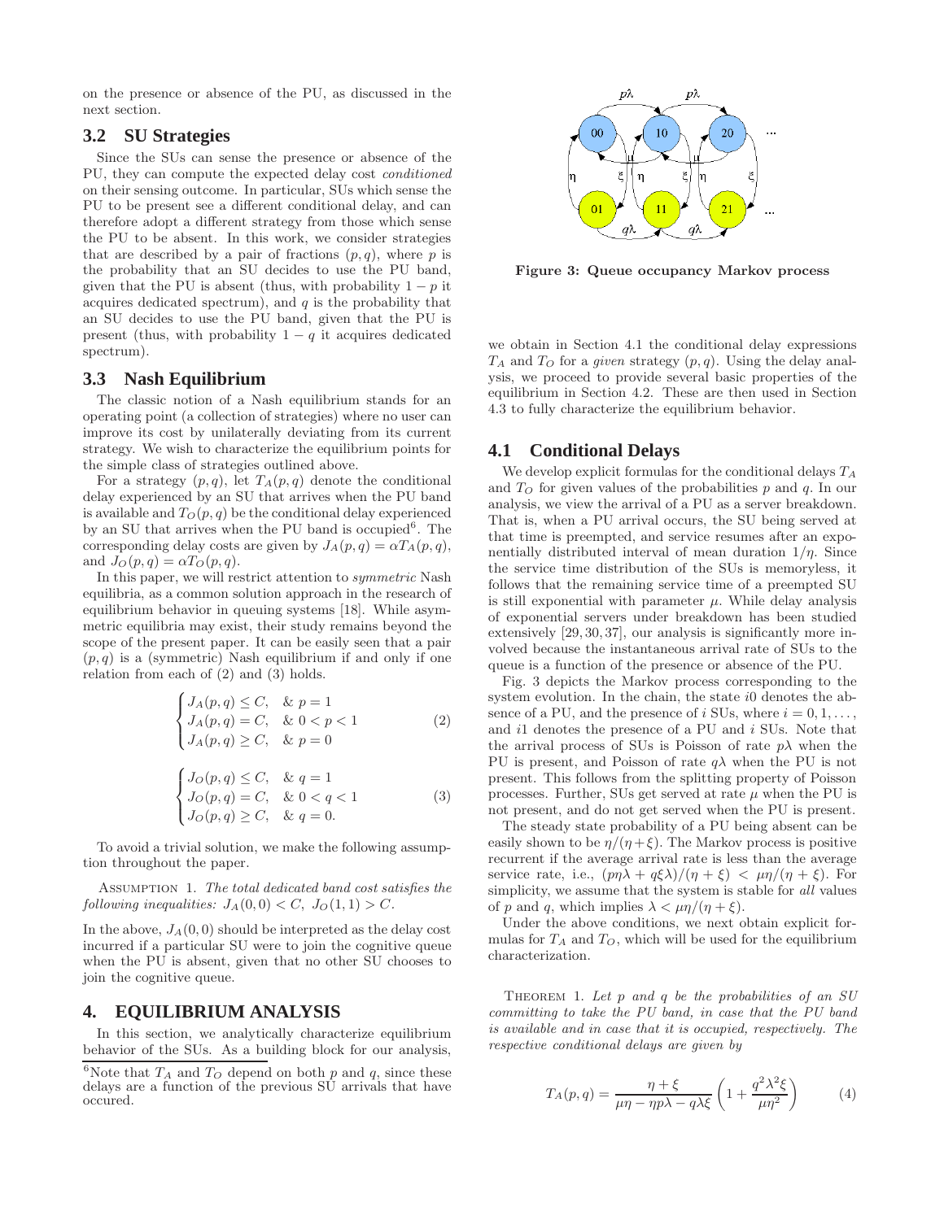on the presence or absence of the PU, as discussed in the next section.

## 3.2 SU Strategies

Since the SUs can sense the presence or absence of the PU, they can compute the expected delay cost *conditioned* on their sensing outcome. In particular, SUs which sense the PU to be present see a different conditional delay, and can therefore adopt a different strategy from those which sense the PU to be absent. In this work, we consider strategies that are described by a pair of fractions $(p, q)$, where $p$ is the probability that an SU decides to use the PU band, given that the PU is absent (thus, with probability $1-p$ it acquires dedicated spectrum), and $q$ is the probability that an SU decides to use the PU band, given that the PU is present (thus, with probability $1-q$ it acquires dedicated spectrum).

## 3.3 Nash Equilibrium

The classic notion of a Nash equilibrium stands for an operating point (a collection of strategies) where no user can improve its cost by unilaterally deviating from its current strategy. We wish to characterize the equilibrium points for the simple class of strategies outlined above.

For a strategy $(p, q)$, let $T_A(p, q)$ denote the conditional delay experienced by an SU that arrives when the PU band is available and $T_O(p, q)$ be the conditional delay experienced by the SU that arrives when the PU band is occupied[6]. The corresponding delay costs are given by $J_A(p, q) = \alpha T_A(p, q)$, and $J_O(p, q) = \alpha T_O(p, q)$.

In this paper, we will restrict attention to *symmetric* Nash equilibria, as a common solution approach in the research of equilibrium behavior in queuing systems [18]. While asymmetric equilibria may exist, their study remains beyond the scope of the present paper. It can be easily seen that a pair $(p, q)$ is a (symmetric) Nash equilibrium if and only if one relation from each of (2) and (3) holds.

$$\begin{cases} J_A(p,q) \le C, & \& \ p = 1 \\ J_A(p,q) = C, & \& \ 0 < p < 1 \\ J_A(p,q) \ge C, & \& \ p = 0 \end{cases} \tag{2}$$

$$\begin{cases} J_O(p,q) \le C, & \& \ q = 1 \\ J_O(p,q) = C, & \& \ 0 < q < 1 \\ J_O(p,q) \ge C, & \& \ q = 0. \end{cases} \tag{3}$$

To avoid a trivial solution, we make the following assumption throughout the paper.

Assumption 1. *The total dedicated band cost satisfies the following inequalities: $J_A(0, 0) < C$, $J_O(1, 1) > C$.*

In the above, $J_A(0, 0)$ should be interpreted as the delay cost incurred if a particular SU were to join the cognitive queue when the PU is absent, given that no other SU chooses to join the cognitive queue.

# 4. EQUILIBRIUM ANALYSIS

In this section, we analytically characterize equilibrium behavior of the SUs. As a building block for our analysis, we obtain in Section 4.1 the conditional delay expressions $T_A$ and $T_O$ for a *given* strategy $(p, q)$. Using the delay analysis, we proceed to provide several basic properties of the equilibrium in Section 4.2. These are then used in Section 4.3 to fully characterize the equilibrium behavior.

[6] Note that $T_A$ and $T_O$ depend on both $p$ and $q$, since these delays are a function of the previous SU arrivals that have occured.

**Figure 3: Queue occupancy Markov process**

## 4.1 Conditional Delays

We develop explicit formulas for the conditional delays $T_A$ and $T_O$ for given values of the probabilities $p$ and $q$. In our analysis, we view the arrival of a PU as a server breakdown. That is, when a PU arrival occurs, the SU being served at that time is preempted, and service resumes after an exponentially distributed interval of mean duration $1/\eta$. Since the service time distribution of the SUs is memoryless, it follows that the remaining service time of a preempted SU is still exponential with parameter $\mu$. While delay analysis of exponential servers under breakdown has been studied extensively [29, 30, 37], our analysis is significantly more involved because the instantaneous arrival rate of SUs to the queue is a function of the presence or absence of the PU.

Fig. 3 depicts the Markov process corresponding to the system evolution. In the chain, the state $i0$ denotes the absence of a PU, and the presence of $i$ SUs, where $i = 0, 1, \ldots,$ and $i1$ denotes the presence of a PU and $i$ SUs. Note that the arrival process of SUs is Poisson of rate $p\lambda$ when the PU is present, and Poisson of rate $q\lambda$ when the PU is not present. This follows from the splitting property of Poisson processes. Further, SUs get served at rate $\mu$ when the PU is not present, and do not get served when the PU is present.

The steady state probability of a PU being absent can be easily shown to be $\eta/(\eta+\xi)$. The Markov process is positive recurrent if the average arrival rate is less than the average service rate, i.e., $(p\eta\lambda + q\xi\lambda)/(\eta + \xi) < \mu\eta/(\eta + \xi)$. For simplicity, we assume that the system is stable for *all* values of $p$ and $q$, which implies $\lambda < \mu\eta/(\eta + \xi)$.

Under the above conditions, we next obtain explicit formulas for $T_A$ and $T_O$, which will be used for the equilibrium characterization.

Theorem 1. *Let $p$ and $q$ be the probabilities of an SU committing to take the PU band, in case that the PU band is available and in case that it is occupied, respectively. The respective conditional delays are given by*

$$T_A(p,q) = \frac{\eta + \xi}{\mu\eta - \eta p\lambda - q\lambda\xi}\left(1 + \frac{q^2\lambda^2\xi}{\mu\eta^2}\right) \tag{4}$$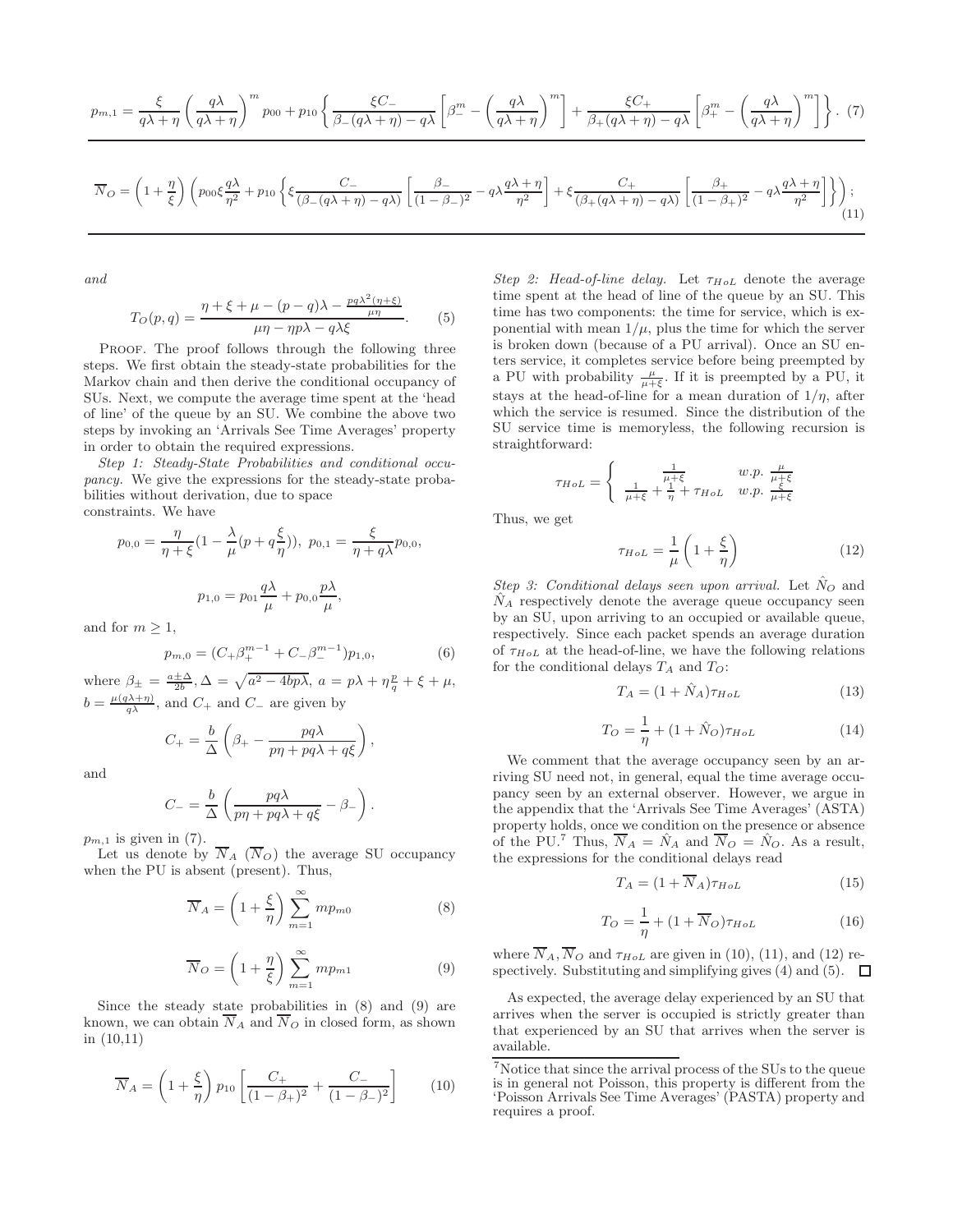$$p_{m,1} = \frac{\xi}{q\lambda+\eta}\left(\frac{q\lambda}{q\lambda+\eta}\right)^m p_{00} + p_{10}\left\{\frac{\xi C_-}{\beta_-(q\lambda+\eta)-q\lambda}\left[\beta_-^m - \left(\frac{q\lambda}{q\lambda+\eta}\right)^m\right] + \frac{\xi C_+}{\beta_+(q\lambda+\eta)-q\lambda}\left[\beta_+^m - \left(\frac{q\lambda}{q\lambda+\eta}\right)^m\right]\right\}. \quad (7)$$

$$\overline{N}_O = \left(1+\frac{\eta}{\xi}\right)\left(p_{00}\xi\frac{q\lambda}{\eta^2} + p_{10}\left\{\xi\frac{C_-}{(\beta_-(q\lambda+\eta)-q\lambda)}\left[\frac{\beta_-}{(1-\beta_-)^2} - q\lambda\frac{q\lambda+\eta}{\eta^2}\right] + \xi\frac{C_+}{(\beta_+(q\lambda+\eta)-q\lambda)}\left[\frac{\beta_+}{(1-\beta_+)^2} - q\lambda\frac{q\lambda+\eta}{\eta^2}\right]\right\}\right); \quad (11)$$

*and*

$$T_O(p,q) = \frac{\eta+\xi+\mu-(p-q)\lambda - \frac{pq\lambda^2(\eta+\xi)}{\mu\eta}}{\mu\eta - \eta p\lambda - q\lambda\xi}. \quad (5)$$

PROOF. The proof follows through the following three steps. We first obtain the steady-state probabilities for the Markov chain and then derive the conditional occupancy of SUs. Next, we compute the average time spent at the 'head of line' of the queue by an SU. We combine the above two steps by invoking an 'Arrivals See Time Averages' property in order to obtain the required expressions.

*Step 1: Steady-State Probabilities and conditional occupancy.* We give the expressions for the steady-state probabilities without derivation, due to space constraints. We have

$$p_{0,0} = \frac{\eta}{\eta+\xi}\left(1 - \frac{\lambda}{\mu}\left(p + q\frac{\xi}{\eta}\right)\right),\ p_{0,1} = \frac{\xi}{\eta+q\lambda}p_{0,0},$$

$$p_{1,0} = p_{01}\frac{q\lambda}{\mu} + p_{0,0}\frac{p\lambda}{\mu},$$

and for $m \geq 1$,

$$p_{m,0} = (C_+\beta_+^{m-1} + C_-\beta_-^{m-1})p_{1,0}, \quad (6)$$

where $\beta_\pm = \frac{a\pm\Delta}{2b}, \Delta = \sqrt{a^2 - 4bp\lambda}$, $a = p\lambda + \eta\frac{p}{q} + \xi + \mu$, $b = \frac{\mu(q\lambda+\eta)}{q\lambda}$, and $C_+$ and $C_-$ are given by

$$C_+ = \frac{b}{\Delta}\left(\beta_+ - \frac{pq\lambda}{p\eta + pq\lambda + q\xi}\right),$$

and

$$C_- = \frac{b}{\Delta}\left(\frac{pq\lambda}{p\eta + pq\lambda + q\xi} - \beta_-\right).$$

$p_{m,1}$ is given in (7).

Let us denote by $\overline{N}_A$ ($\overline{N}_O$) the average SU occupancy when the PU is absent (present). Thus,

$$\overline{N}_A = \left(1+\frac{\xi}{\eta}\right)\sum_{m=1}^{\infty} m p_{m0} \quad (8)$$

$$\overline{N}_O = \left(1+\frac{\eta}{\xi}\right)\sum_{m=1}^{\infty} m p_{m1} \quad (9)$$

Since the steady state probabilities in (8) and (9) are known, we can obtain $\overline{N}_A$ and $\overline{N}_O$ in closed form, as shown in (10,11)

$$\overline{N}_A = \left(1+\frac{\xi}{\eta}\right)p_{10}\left[\frac{C_+}{(1-\beta_+)^2} + \frac{C_-}{(1-\beta_-)^2}\right] \quad (10)$$

*Step 2: Head-of-line delay.* Let $\tau_{HoL}$ denote the average time spent at the head of line of the queue by an SU. This time has two components: the time for service, which is exponential with mean $1/\mu$, plus the time for which the server is broken down (because of a PU arrival). Once an SU enters service, it completes service before being preempted by a PU with probability $\frac{\mu}{\mu+\xi}$. If it is preempted by a PU, it stays at the head-of-line for a mean duration of $1/\eta$, after which the service is resumed. Since the distribution of the SU service time is memoryless, the following recursion is straightforward:

$$\tau_{HoL} = \begin{cases} \frac{1}{\mu+\xi} & w.p.\ \frac{\mu}{\mu+\xi} \\ \frac{1}{\mu+\xi} + \frac{1}{\eta} + \tau_{HoL} & w.p.\ \frac{\xi}{\mu+\xi} \end{cases}$$

Thus, we get

$$\tau_{HoL} = \frac{1}{\mu}\left(1+\frac{\xi}{\eta}\right) \quad (12)$$

*Step 3: Conditional delays seen upon arrival.* Let $\hat{N}_O$ and $\hat{N}_A$ respectively denote the average queue occupancy seen by an SU, upon arriving to an occupied or available queue, respectively. Since each packet spends an average duration of $\tau_{HoL}$ at the head-of-line, we have the following relations for the conditional delays $T_A$ and $T_O$:

$$T_A = (1+\hat{N}_A)\tau_{HoL} \quad (13)$$

$$T_O = \frac{1}{\eta} + (1+\hat{N}_O)\tau_{HoL} \quad (14)$$

We comment that the average occupancy seen by an arriving SU need not, in general, equal the time average occupancy seen by an external observer. However, we argue in the appendix that the 'Arrivals See Time Averages' (ASTA) property holds, once we condition on the presence or absence of the PU.[7] Thus, $\overline{N}_A = \hat{N}_A$ and $\overline{N}_O = \hat{N}_O$. As a result, the expressions for the conditional delays read

$$T_A = (1+\overline{N}_A)\tau_{HoL} \quad (15)$$

$$T_O = \frac{1}{\eta} + (1+\overline{N}_O)\tau_{HoL} \quad (16)$$

where $\overline{N}_A, \overline{N}_O$ and $\tau_{HoL}$ are given in (10), (11), and (12) respectively. Substituting and simplifying gives (4) and (5). □

As expected, the average delay experienced by an SU that arrives when the server is occupied is strictly greater than that experienced by an SU that arrives when the server is available.

[7] Notice that since the arrival process of the SUs to the queue is in general not Poisson, this property is different from the 'Poisson Arrivals See Time Averages' (PASTA) property and requires a proof.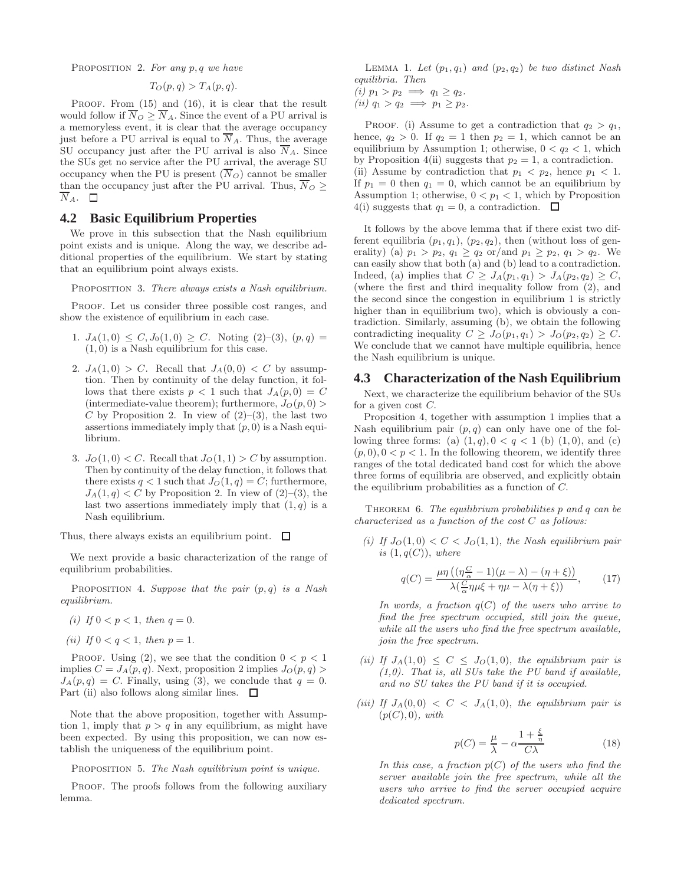PROPOSITION 2. *For any $p, q$ we have*

$$T_O(p,q) > T_A(p,q).$$

PROOF. From (15) and (16), it is clear that the result would follow if $\overline{N}_O \geq \overline{N}_A$. Since the event of a PU arrival is a memoryless event, it is clear that the average occupancy just before a PU arrival is equal to $\overline{N}_A$. Thus, the average SU occupancy just after the PU arrival is also $\overline{N}_A$. Since the SUs get no service after the PU arrival, the average SU occupancy when the PU is present ($\overline{N}_O$) cannot be smaller than the occupancy just after the PU arrival. Thus, $\overline{N}_O \geq \overline{N}_A$. □

## 4.2 Basic Equilibrium Properties

We prove in this subsection that the Nash equilibrium point exists and is unique. Along the way, we describe additional properties of the equilibrium. We start by stating that an equilibrium point always exists.

PROPOSITION 3. *There always exists a Nash equilibrium.*

PROOF. Let us consider three possible cost ranges, and show the existence of equilibrium in each case.

1. $J_A(1,0) \leq C, J_0(1,0) \geq C$. Noting (2)–(3), $(p,q) = (1,0)$ is a Nash equilibrium for this case.
2. $J_A(1,0) > C$. Recall that $J_A(0,0) < C$ by assumption. Then by continuity of the delay function, it follows that there exists $p < 1$ such that $J_A(p,0) = C$ (intermediate-value theorem); furthermore, $J_O(p,0) > C$ by Proposition 2. In view of (2)–(3), the last two assertions immediately imply that $(p,0)$ is a Nash equilibrium.
3. $J_O(1,0) < C$. Recall that $J_O(1,1) > C$ by assumption. Then by continuity of the delay function, it follows that there exists $q < 1$ such that $J_O(1,q) = C$; furthermore, $J_A(1,q) < C$ by Proposition 2. In view of (2)–(3), the last two assertions immediately imply that $(1,q)$ is a Nash equilibrium.

Thus, there always exists an equilibrium point. □

We next provide a basic characterization of the range of equilibrium probabilities.

PROPOSITION 4. *Suppose that the pair $(p,q)$ is a Nash equilibrium.*

*(i) If $0 < p < 1$, then $q = 0$.*

*(ii) If $0 < q < 1$, then $p = 1$.*

PROOF. Using (2), we see that the condition $0 < p < 1$ implies $C = J_A(p,q)$. Next, proposition 2 implies $J_O(p,q) > J_A(p,q) = C$. Finally, using (3), we conclude that $q = 0$. Part (ii) also follows along similar lines. □

Note that the above proposition, together with Assumption 1, imply that $p > q$ in any equilibrium, as might have been expected. By using this proposition, we can now establish the uniqueness of the equilibrium point.

PROPOSITION 5. *The Nash equilibrium point is unique.*

PROOF. The proofs follows from the following auxiliary lemma.

LEMMA 1. *Let $(p_1,q_1)$ and $(p_2,q_2)$ be two distinct Nash equilibria. Then*
*(i) $p_1 > p_2 \implies q_1 \geq q_2$.*
*(ii) $q_1 > q_2 \implies p_1 \geq p_2$.*

PROOF. (i) Assume to get a contradiction that $q_2 > q_1$, hence, $q_2 > 0$. If $q_2 = 1$ then $p_2 = 1$, which cannot be an equilibrium by Assumption 1; otherwise, $0 < q_2 < 1$, which by Proposition 4(ii) suggests that $p_2 = 1$, a contradiction.
(ii) Assume by contradiction that $p_1 < p_2$, hence $p_1 < 1$. If $p_1 = 0$ then $q_1 = 0$, which cannot be an equilibrium by Assumption 1; otherwise, $0 < p_1 < 1$, which by Proposition 4(i) suggests that $q_1 = 0$, a contradiction. □

It follows by the above lemma that if there exist two different equilibria $(p_1,q_1)$, $(p_2,q_2)$, then (without loss of generality) (a) $p_1 > p_2$, $q_1 \geq q_2$ or/and $p_1 \geq p_2$, $q_1 > q_2$. We can easily show that both (a) and (b) lead to a contradiction. Indeed, (a) implies that $C \geq J_A(p_1,q_1) > J_A(p_2,q_2) \geq C$, (where the first and third inequality follow from (2), and the second since the congestion in equilibrium 1 is strictly higher than in equilibrium two), which is obviously a contradiction. Similarly, assuming (b), we obtain the following contradicting inequality $C \geq J_O(p_1,q_1) > J_O(p_2,q_2) \geq C$. We conclude that we cannot have multiple equilibria, hence the Nash equilibrium is unique.

## 4.3 Characterization of the Nash Equilibrium

Next, we characterize the equilibrium behavior of the SUs for a given cost $C$.

Proposition 4, together with assumption 1 implies that a Nash equilibrium pair $(p,q)$ can only have one of the following three forms: (a) $(1,q), 0 < q < 1$ (b) $(1,0)$, and (c) $(p,0), 0 < p < 1$. In the following theorem, we identify three ranges of the total dedicated band cost for which the above three forms of equilibria are observed, and explicitly obtain the equilibrium probabilities as a function of $C$.

THEOREM 6. *The equilibrium probabilities $p$ and $q$ can be characterized as a function of the cost $C$ as follows:*

*(i) If $J_O(1,0) < C < J_O(1,1)$, the Nash equilibrium pair is $(1, q(C))$, where*

$$q(C) = \frac{\mu\eta\left((\eta\frac{C}{\alpha} - 1)(\mu - \lambda) - (\eta + \xi)\right)}{\lambda(\frac{C}{\alpha}\eta\mu\xi + \eta\mu - \lambda(\eta + \xi))}, \qquad (17)$$

*In words, a fraction $q(C)$ of the users who arrive to find the free spectrum occupied, still join the queue, while all the users who find the free spectrum available, join the free spectrum.*

*(ii) If $J_A(1,0) \leq C \leq J_O(1,0)$, the equilibrium pair is $(1,0)$. That is, all SUs take the PU band if available, and no SU takes the PU band if it is occupied.*

*(iii) If $J_A(0,0) < C < J_A(1,0)$, the equilibrium pair is $(p(C), 0)$, with*

$$p(C) = \frac{\mu}{\lambda} - \alpha\frac{1 + \frac{\xi}{\eta}}{C\lambda} \qquad (18)$$

*In this case, a fraction $p(C)$ of the users who find the server available join the free spectrum, while all the users who arrive to find the server occupied acquire dedicated spectrum.*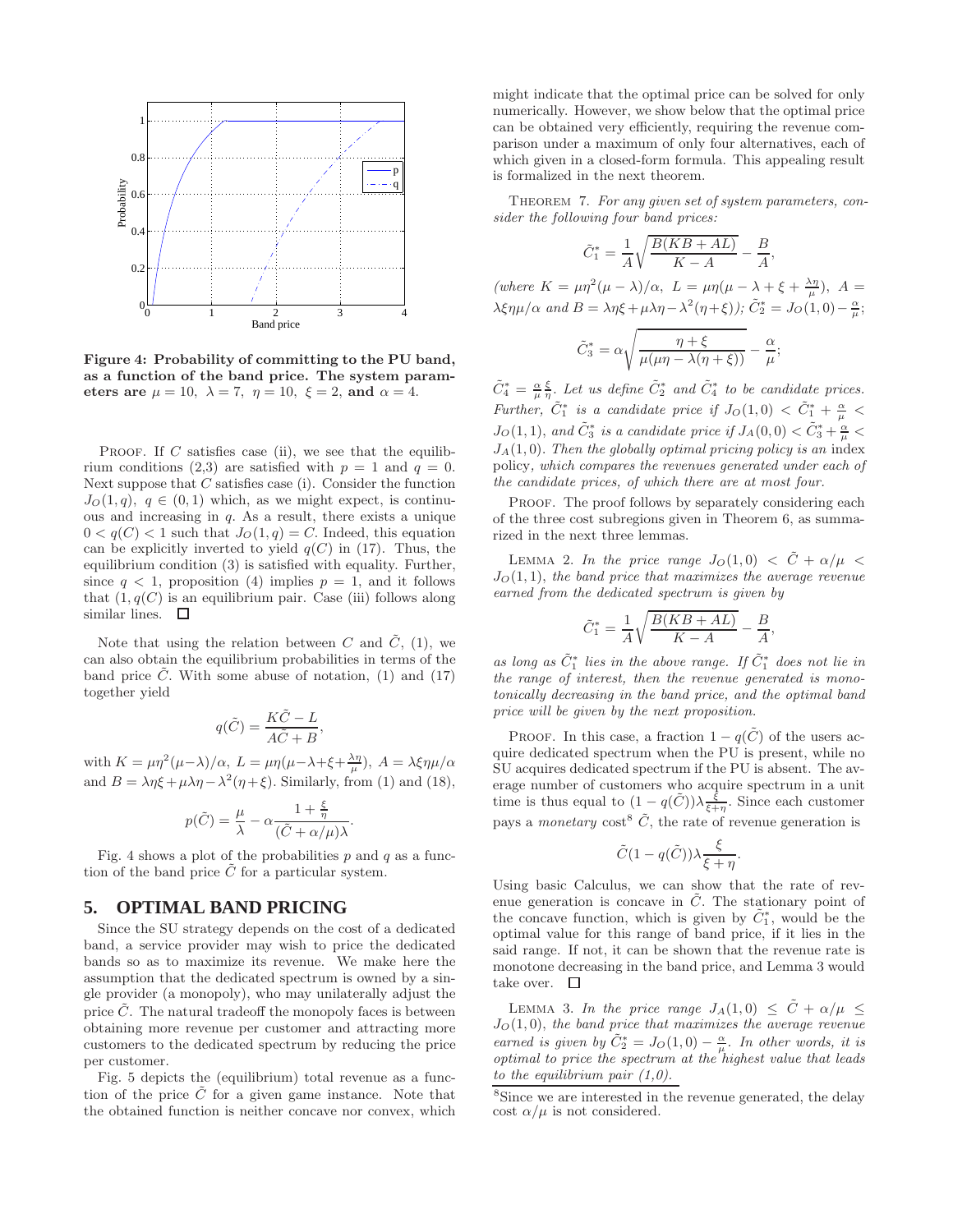Figure 4: Probability of committing to the PU band, as a function of the band price. The system parameters are $\mu = 10,\ \lambda = 7,\ \eta = 10,\ \xi = 2$, and $\alpha = 4$.

PROOF. If $C$ satisfies case (ii), we see that the equilibrium conditions (2,3) are satisfied with $p = 1$ and $q = 0$. Next suppose that $C$ satisfies case (i). Consider the function $J_O(1, q),\ q \in (0, 1)$ which, as we might expect, is continuous and increasing in $q$. As a result, there exists a unique $0 < q(C) < 1$ such that $J_O(1, q) = C$. Indeed, this equation can be explicitly inverted to yield $q(C)$ in (17). Thus, the equilibrium condition (3) is satisfied with equality. Further, since $q < 1$, proposition (4) implies $p = 1$, and it follows that $(1, q(C)$ is an equilibrium pair. Case (iii) follows along similar lines. $\square$

Note that using the relation between $C$ and $\tilde{C}$, (1), we can also obtain the equilibrium probabilities in terms of the band price $\tilde{C}$. With some abuse of notation, (1) and (17) together yield

$$q(\tilde{C}) = \frac{K\tilde{C} - L}{A\tilde{C} + B},$$

with $K = \mu\eta^2(\mu - \lambda)/\alpha$, $L = \mu\eta(\mu - \lambda + \xi + \frac{\lambda\eta}{\mu})$, $A = \lambda\xi\eta\mu/\alpha$ and $B = \lambda\eta\xi + \mu\lambda\eta - \lambda^2(\eta + \xi)$. Similarly, from (1) and (18),

$$p(\tilde{C}) = \frac{\mu}{\lambda} - \alpha\frac{1 + \frac{\xi}{\eta}}{(\tilde{C} + \alpha/\mu)\lambda}.$$

Fig. 4 shows a plot of the probabilities $p$ and $q$ as a function of the band price $\tilde{C}$ for a particular system.

## 5. OPTIMAL BAND PRICING

Since the SU strategy depends on the cost of a dedicated band, a service provider may wish to price the dedicated bands so as to maximize its revenue. We make here the assumption that the dedicated spectrum is owned by a single provider (a monopoly), who may unilaterally adjust the price $\tilde{C}$. The natural tradeoff the monopoly faces is between obtaining more revenue per customer and attracting more customers to the dedicated spectrum by reducing the price per customer.

Fig. 5 depicts the (equilibrium) total revenue as a function of the price $\tilde{C}$ for a given game instance. Note that the obtained function is neither concave nor convex, which might indicate that the optimal price can be solved for only numerically. However, we show below that the optimal price can be obtained very efficiently, requiring the revenue comparison under a maximum of only four alternatives, each of which given in a closed-form formula. This appealing result is formalized in the next theorem.

THEOREM 7. *For any given set of system parameters, consider the following four band prices:*

$$\tilde{C}_1^* = \frac{1}{A}\sqrt{\frac{B(KB + AL)}{K - A}} - \frac{B}{A},$$

*(where* $K = \mu\eta^2(\mu - \lambda)/\alpha$, $L = \mu\eta(\mu - \lambda + \xi + \frac{\lambda\eta}{\mu})$, $A = \lambda\xi\eta\mu/\alpha$ *and* $B = \lambda\eta\xi + \mu\lambda\eta - \lambda^2(\eta + \xi)$*);* $\tilde{C}_2^* = J_O(1, 0) - \frac{\alpha}{\mu}$*;*

$$\tilde{C}_3^* = \alpha\sqrt{\frac{\eta + \xi}{\mu(\mu\eta - \lambda(\eta + \xi))}} - \frac{\alpha}{\mu};$$

$\tilde{C}_4^* = \frac{\alpha}{\mu}\frac{\xi}{\eta}$. *Let us define* $\tilde{C}_2^*$ *and* $\tilde{C}_4^*$ *to be candidate prices. Further,* $\tilde{C}_1^*$ *is a candidate price if* $J_O(1, 0) < \tilde{C}_1^* + \frac{\alpha}{\mu} < J_O(1, 1)$*, and* $\tilde{C}_3^*$ *is a candidate price if* $J_A(0, 0) < \tilde{C}_3^* + \frac{\alpha}{\mu} < J_A(1, 0)$*. Then the globally optimal pricing policy is an* index *policy, which compares the revenues generated under each of the candidate prices, of which there are at most four.*

PROOF. The proof follows by separately considering each of the three cost subregions given in Theorem 6, as summarized in the next three lemmas.

LEMMA 2. *In the price range* $J_O(1, 0) < \tilde{C} + \alpha/\mu < J_O(1, 1)$*, the band price that maximizes the average revenue earned from the dedicated spectrum is given by*

$$\tilde{C}_1^* = \frac{1}{A}\sqrt{\frac{B(KB + AL)}{K - A}} - \frac{B}{A},$$

*as long as* $\tilde{C}_1^*$ *lies in the above range. If* $\tilde{C}_1^*$ *does not lie in the range of interest, then the revenue generated is monotonically decreasing in the band price, and the optimal band price will be given by the next proposition.*

PROOF. In this case, a fraction $1 - q(\tilde{C})$ of the users acquire dedicated spectrum when the PU is present, while no SU acquires dedicated spectrum if the PU is absent. The average number of customers who acquire spectrum in a unit time is thus equal to $(1 - q(\tilde{C}))\lambda\frac{\xi}{\xi + \eta}$. Since each customer pays a *monetary* cost[8] $\tilde{C}$, the rate of revenue generation is

$$\tilde{C}(1 - q(\tilde{C}))\lambda\frac{\xi}{\xi + \eta}.$$

Using basic Calculus, we can show that the rate of revenue generation is concave in $\tilde{C}$. The stationary point of the concave function, which is given by $\tilde{C}_1^*$, would be the optimal value for this range of band price, if it lies in the said range. If not, it can be shown that the revenue rate is monotone decreasing in the band price, and Lemma 3 would take over. $\square$

LEMMA 3. *In the price range* $J_A(1, 0) \leq \tilde{C} + \alpha/\mu \leq J_O(1, 0)$*, the band price that maximizes the average revenue earned is given by* $\tilde{C}_2^* = J_O(1, 0) - \frac{\alpha}{\mu}$*. In other words, it is optimal to price the spectrum at the highest value that leads to the equilibrium pair (1,0).*

[8]Since we are interested in the revenue generated, the delay cost $\alpha/\mu$ is not considered.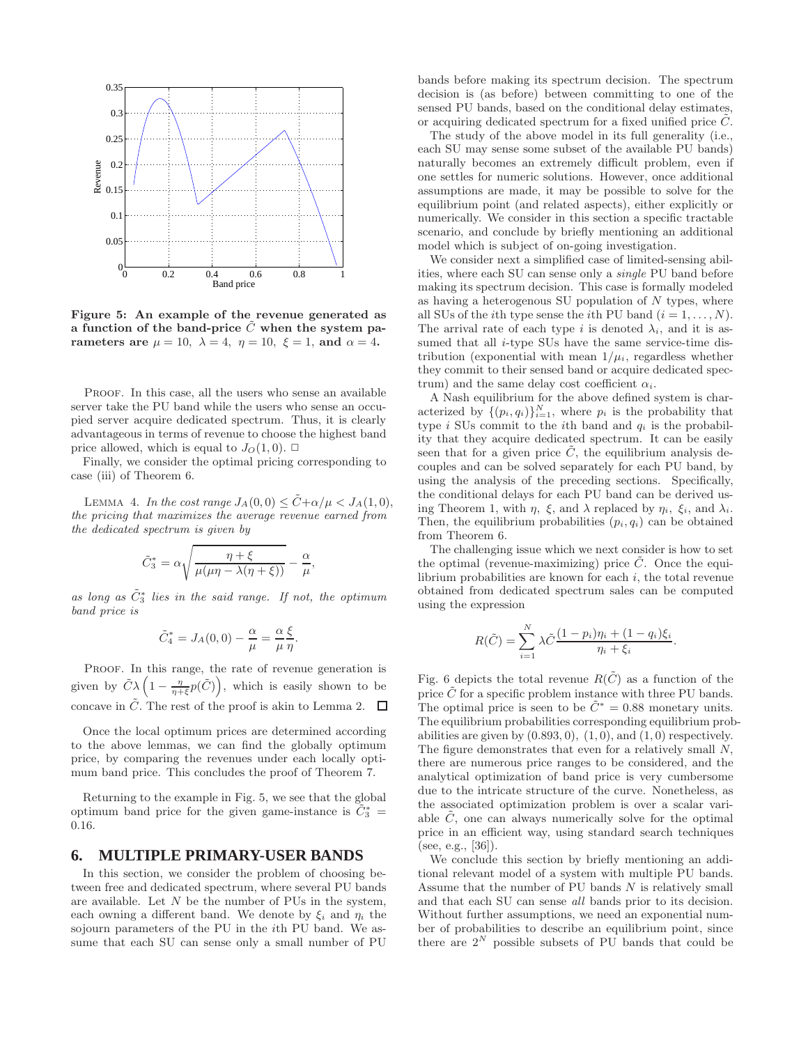Figure 5: An example of the revenue generated as a function of the band-price $\tilde{C}$ when the system parameters are $\mu = 10,\ \lambda = 4,\ \eta = 10,\ \xi = 1,$ and $\alpha = 4$.

PROOF. In this case, all the users who sense an available server take the PU band while the users who sense an occupied server acquire dedicated spectrum. Thus, it is clearly advantageous in terms of revenue to choose the highest band price allowed, which is equal to $J_O(1, 0)$. □

Finally, we consider the optimal pricing corresponding to case (iii) of Theorem 6.

LEMMA 4. *In the cost range* $J_A(0, 0) \leq \tilde{C} + \alpha/\mu < J_A(1, 0)$, *the pricing that maximizes the average revenue earned from the dedicated spectrum is given by*

$$\tilde{C}_3^* = \alpha\sqrt{\frac{\eta + \xi}{\mu(\mu\eta - \lambda(\eta + \xi))}} - \frac{\alpha}{\mu},$$

*as long as* $\tilde{C}_3^*$ *lies in the said range. If not, the optimum band price is*

$$\tilde{C}_4^* = J_A(0, 0) - \frac{\alpha}{\mu} = \frac{\alpha}{\mu}\frac{\xi}{\eta}.$$

PROOF. In this range, the rate of revenue generation is given by $\tilde{C}\lambda\left(1 - \frac{\eta}{\eta+\xi}p(\tilde{C})\right)$, which is easily shown to be concave in $\tilde{C}$. The rest of the proof is akin to Lemma 2. □

Once the local optimum prices are determined according to the above lemmas, we can find the globally optimum price, by comparing the revenues under each locally optimum band price. This concludes the proof of Theorem 7.

Returning to the example in Fig. 5, we see that the global optimum band price for the given game-instance is $\tilde{C}_3^* = 0.16$.

## 6. MULTIPLE PRIMARY-USER BANDS

In this section, we consider the problem of choosing between free and dedicated spectrum, where several PU bands are available. Let $N$ be the number of PUs in the system, each owning a different band. We denote by $\xi_i$ and $\eta_i$ the sojourn parameters of the PU in the $i$th PU band. We assume that each SU can sense only a small number of PU bands before making its spectrum decision. The spectrum decision is (as before) between committing to one of the sensed PU bands, based on the conditional delay estimates, or acquiring dedicated spectrum for a fixed unified price $\tilde{C}$.

The study of the above model in its full generality (i.e., each SU may sense some subset of the available PU bands) naturally becomes an extremely difficult problem, even if one settles for numeric solutions. However, once additional assumptions are made, it may be possible to solve for the equilibrium point (and related aspects), either explicitly or numerically. We consider in this section a specific tractable scenario, and conclude by briefly mentioning an additional model which is subject of on-going investigation.

We consider next a simplified case of limited-sensing abilities, where each SU can sense only a *single* PU band before making its spectrum decision. This case is formally modeled as having a heterogenous SU population of $N$ types, where all SUs of the $i$th type sense the $i$th PU band ($i = 1, \ldots, N$). The arrival rate of each type $i$ is denoted $\lambda_i$, and it is assumed that all $i$-type SUs have the same service-time distribution (exponential with mean $1/\mu_i$, regardless whether they commit to their sensed band or acquire dedicated spectrum) and the same delay cost coefficient $\alpha_i$.

A Nash equilibrium for the above defined system is characterized by $\{(p_i, q_i)\}_{i=1}^N$, where $p_i$ is the probability that type $i$ SUs commit to the $i$th band and $q_i$ is the probability that they acquire dedicated spectrum. It can be easily seen that for a given price $\tilde{C}$, the equilibrium analysis decouples and can be solved separately for each PU band, by using the analysis of the preceding sections. Specifically, the conditional delays for each PU band can be derived using Theorem 1, with $\eta$, $\xi$, and $\lambda$ replaced by $\eta_i$, $\xi_i$, and $\lambda_i$. Then, the equilibrium probabilities $(p_i, q_i)$ can be obtained from Theorem 6.

The challenging issue which we next consider is how to set the optimal (revenue-maximizing) price $\tilde{C}$. Once the equilibrium probabilities are known for each $i$, the total revenue obtained from dedicated spectrum sales can be computed using the expression

$$R(\tilde{C}) = \sum_{i=1}^{N} \lambda\tilde{C}\frac{(1 - p_i)\eta_i + (1 - q_i)\xi_i}{\eta_i + \xi_i}.$$

Fig. 6 depicts the total revenue $R(\tilde{C})$ as a function of the price $\tilde{C}$ for a specific problem instance with three PU bands. The optimal price is seen to be $\tilde{C}^* = 0.88$ monetary units. The equilibrium probabilities corresponding equilibrium probabilities are given by $(0.893, 0)$, $(1, 0)$, and $(1, 0)$ respectively. The figure demonstrates that even for a relatively small $N$, there are numerous price ranges to be considered, and the analytical optimization of band price is very cumbersome due to the intricate structure of the curve. Nonetheless, as the associated optimization problem is over a scalar variable $\tilde{C}$, one can always numerically solve for the optimal price in an efficient way, using standard search techniques (see, e.g., [36]).

We conclude this section by briefly mentioning an additional relevant model of a system with multiple PU bands. Assume that the number of PU bands $N$ is relatively small and that each SU can sense *all* bands prior to its decision. Without further assumptions, we need an exponential number of probabilities to describe an equilibrium point, since there are $2^N$ possible subsets of PU bands that could be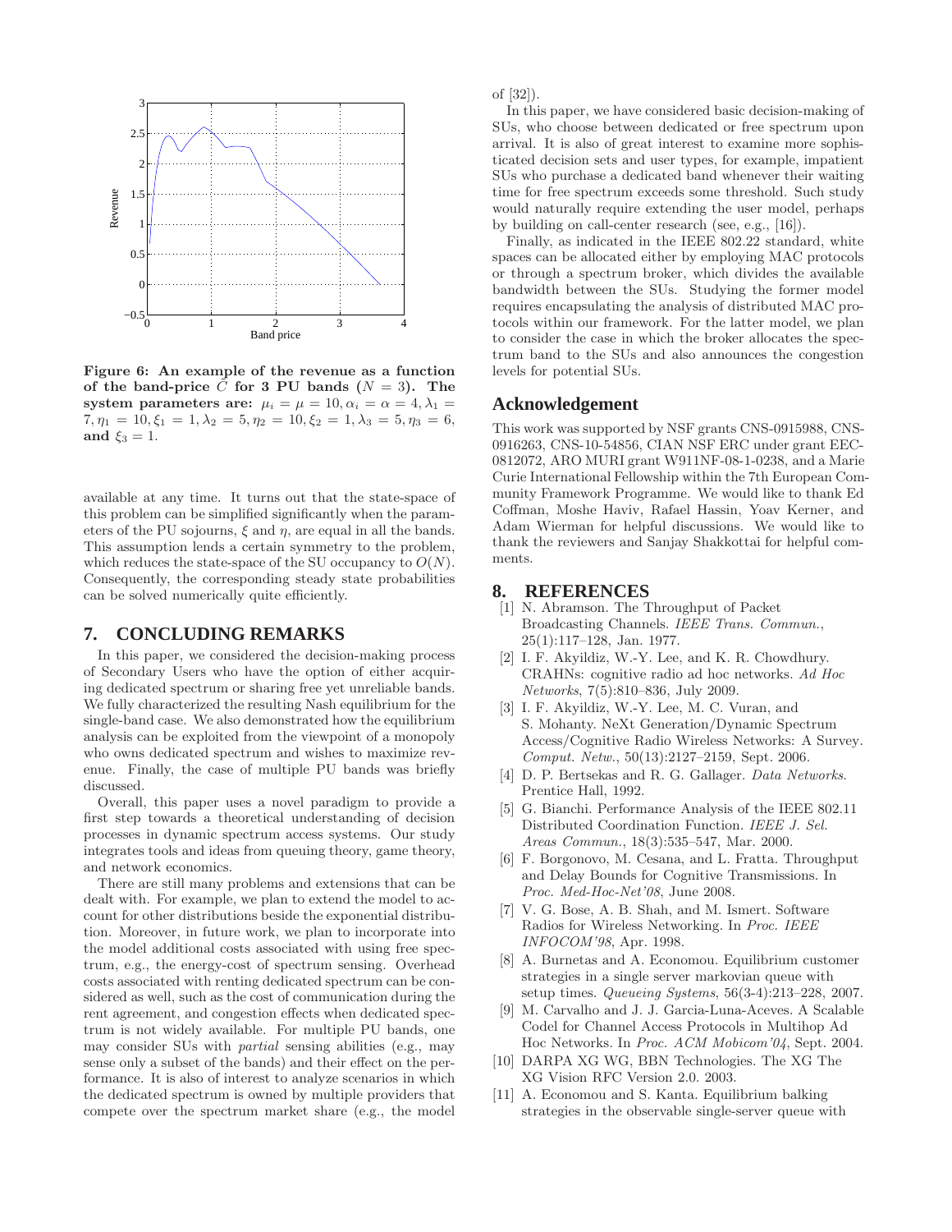Revenue

3
2.5
2
1.5
1
0.5
0
−0.5

0 1 2 3 4

Band price

**Figure 6: An example of the revenue as a function of the band-price $C$ for 3 PU bands ($N = 3$). The system parameters are: $\mu_i = \mu = 10, \alpha_i = \alpha = 4, \lambda_1 = 7, \eta_1 = 10, \xi_1 = 1, \lambda_2 = 5, \eta_2 = 10, \xi_2 = 1, \lambda_3 = 5, \eta_3 = 6$, and $\xi_3 = 1$.**

available at any time. It turns out that the state-space of this problem can be simplified significantly when the parameters of the PU sojourns, $\xi$ and $\eta$, are equal in all the bands. This assumption lends a certain symmetry to the problem, which reduces the state-space of the SU occupancy to $O(N)$. Consequently, the corresponding steady state probabilities can be solved numerically quite efficiently.

## 7. CONCLUDING REMARKS

In this paper, we considered the decision-making process of Secondary Users who have the option of either acquiring dedicated spectrum or sharing free yet unreliable bands. We fully characterized the resulting Nash equilibrium for the single-band case. We also demonstrated how the equilibrium analysis can be exploited from the viewpoint of a monopoly who owns dedicated spectrum and wishes to maximize revenue. Finally, the case of multiple PU bands was briefly discussed.

Overall, this paper uses a novel paradigm to provide a first step towards a theoretical understanding of decision processes in dynamic spectrum access systems. Our study integrates tools and ideas from queuing theory, game theory, and network economics.

There are still many problems and extensions that can be dealt with. For example, we plan to extend the model to account for other distributions beside the exponential distribution. Moreover, in future work, we plan to incorporate into the model additional costs associated with using free spectrum, e.g., the energy-cost of spectrum sensing. Overhead costs associated with renting dedicated spectrum can be considered as well, such as the cost of communication during the rent agreement, and congestion effects when dedicated spectrum is not widely available. For multiple PU bands, one may consider SUs with *partial* sensing abilities (e.g., may sense only a subset of the bands) and their effect on the performance. It is also of interest to analyze scenarios in which the dedicated spectrum is owned by multiple providers that compete over the spectrum market share (e.g., the model of [32]).

In this paper, we have considered basic decision-making of SUs, who choose between dedicated or free spectrum upon arrival. It is also of great interest to examine more sophisticated decision sets and user types, for example, impatient SUs who purchase a dedicated band whenever their waiting time for free spectrum exceeds some threshold. Such study would naturally require extending the user model, perhaps by building on call-center research (see, e.g., [16]).

Finally, as indicated in the IEEE 802.22 standard, white spaces can be allocated either by employing MAC protocols or through a spectrum broker, which divides the available bandwidth between the SUs. Studying the former model requires encapsulating the analysis of distributed MAC protocols within our framework. For the latter model, we plan to consider the case in which the broker allocates the spectrum band to the SUs and also announces the congestion levels for potential SUs.

## Acknowledgement

This work was supported by NSF grants CNS-0915988, CNS-0916263, CNS-10-54856, CIAN NSF ERC under grant EEC-0812072, ARO MURI grant W911NF-08-1-0238, and a Marie Curie International Fellowship within the 7th European Community Framework Programme. We would like to thank Ed Coffman, Moshe Haviv, Rafael Hassin, Yoav Kerner, and Adam Wierman for helpful discussions. We would like to thank the reviewers and Sanjay Shakkottai for helpful comments.

## 8. REFERENCES

[1] N. Abramson. The Throughput of Packet Broadcasting Channels. *IEEE Trans. Commun.*, 25(1):117–128, Jan. 1977.

[2] I. F. Akyildiz, W.-Y. Lee, and K. R. Chowdhury. CRAHNs: cognitive radio ad hoc networks. *Ad Hoc Networks*, 7(5):810–836, July 2009.

[3] I. F. Akyildiz, W.-Y. Lee, M. C. Vuran, and S. Mohanty. NeXt Generation/Dynamic Spectrum Access/Cognitive Radio Wireless Networks: A Survey. *Comput. Netw.*, 50(13):2127–2159, Sept. 2006.

[4] D. P. Bertsekas and R. G. Gallager. *Data Networks*. Prentice Hall, 1992.

[5] G. Bianchi. Performance Analysis of the IEEE 802.11 Distributed Coordination Function. *IEEE J. Sel. Areas Commun.*, 18(3):535–547, Mar. 2000.

[6] F. Borgonovo, M. Cesana, and L. Fratta. Throughput and Delay Bounds for Cognitive Transmissions. In *Proc. Med-Hoc-Net'08*, June 2008.

[7] V. G. Bose, A. B. Shah, and M. Ismert. Software Radios for Wireless Networking. In *Proc. IEEE INFOCOM'98*, Apr. 1998.

[8] A. Burnetas and A. Economou. Equilibrium customer strategies in a single server markovian queue with setup times. *Queueing Systems*, 56(3-4):213–228, 2007.

[9] M. Carvalho and J. J. Garcia-Luna-Aceves. A Scalable Codel for Channel Access Protocols in Multihop Ad Hoc Networks. In *Proc. ACM Mobicom'04*, Sept. 2004.

[10] DARPA XG WG, BBN Technologies. The XG The XG Vision RFC Version 2.0. 2003.

[11] A. Economou and S. Kanta. Equilibrium balking strategies in the observable single-server queue with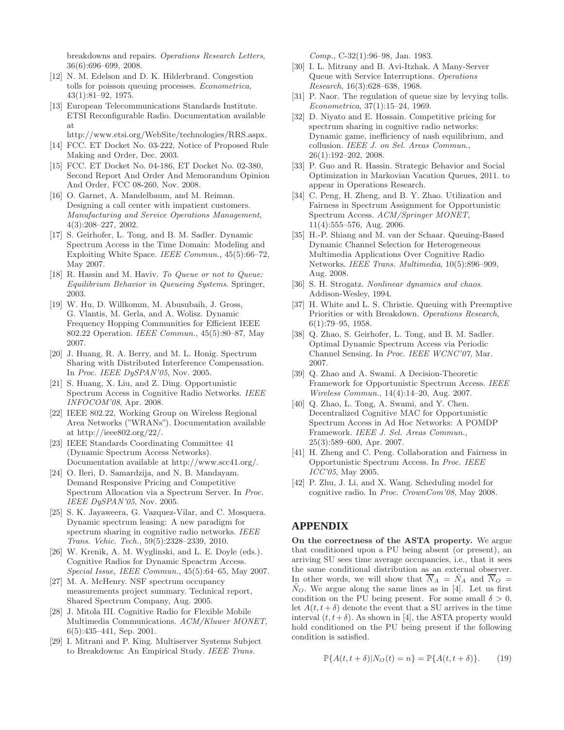breakdowns and repairs. *Operations Research Letters*, 36(6):696–699, 2008.

- [12] N. M. Edelson and D. K. Hilderbrand. Congestion tolls for poisson queuing processes. *Econometrica*, 43(1):81–92, 1975.
- [13] European Telecommunications Standards Institute. ETSI Reconfigurable Radio. Documentation available at http://www.etsi.org/WebSite/technologies/RRS.aspx.
- [14] FCC. ET Docket No. 03-222, Notice of Proposed Rule Making and Order, Dec. 2003.
- [15] FCC. ET Docket No. 04-186, ET Docket No. 02-380, Second Report And Order And Memorandum Opinion And Order, FCC 08-260, Nov. 2008.
- [16] O. Garnet, A. Mandelbaum, and M. Reiman. Designing a call center with impatient customers. *Manufacturing and Service Operations Management*, 4(3):208–227, 2002.
- [17] S. Geirhofer, L. Tong, and B. M. Sadler. Dynamic Spectrum Access in the Time Domain: Modeling and Exploiting White Space. *IEEE Commun.*, 45(5):66–72, May 2007.
- [18] R. Hassin and M. Haviv. *To Queue or not to Queue: Equilibrium Behavior in Queueing Systems*. Springer, 2003.
- [19] W. Hu, D. Willkomm, M. Abusubaih, J. Gross, G. Vlantis, M. Gerla, and A. Wolisz. Dynamic Frequency Hopping Communities for Efficient IEEE 802.22 Operation. *IEEE Commun.*, 45(5):80–87, May 2007.
- [20] J. Huang, R. A. Berry, and M. L. Honig. Spectrum Sharing with Distributed Interference Compensation. In *Proc. IEEE DySPAN'05*, Nov. 2005.
- [21] S. Huang, X. Liu, and Z. Ding. Opportunistic Spectrum Access in Cognitive Radio Networks. *IEEE INFOCOM'08*, Apr. 2008.
- [22] IEEE 802.22, Working Group on Wireless Regional Area Networks ("WRANs"). Documentation available at http://ieee802.org/22/.
- [23] IEEE Standards Coordinating Committee 41 (Dynamic Spectrum Access Networks). Documentation available at http://www.scc41.org/.
- [24] O. Ileri, D. Samardzija, and N. B. Mandayam. Demand Responsive Pricing and Competitive Spectrum Allocation via a Spectrum Server. In *Proc. IEEE DySPAN'05*, Nov. 2005.
- [25] S. K. Jayaweera, G. Vazquez-Vilar, and C. Mosquera. Dynamic spectrum leasing: A new paradigm for spectrum sharing in cognitive radio networks. *IEEE Trans. Vehic. Tech.*, 59(5):2328–2339, 2010.
- [26] W. Krenik, A. M. Wyglinski, and L. E. Doyle (eds.). Cognitive Radios for Dynamic Speactrm Access. *Special Issue, IEEE Commun.*, 45(5):64–65, May 2007.
- [27] M. A. McHenry. NSF spectrum occupancy measurements project summary. Technical report, Shared Spectrum Company, Aug. 2005.
- [28] J. Mitola III. Cognitive Radio for Flexible Multimedia Communications. *ACM/Kluwer MONET*, 6(5):435–441, Sep. 2001.
- [29] I. Mitrani and P. King. Multiserver Systems Subject to Breakdowns: An Empirical Study. *IEEE Trans. Comp.*, C-32(1):96–98, Jan. 1983.
- [30] I. L. Mitrany and B. Avi-Itzhak. A Many-Server Queue with Service Interruptions. *Operations Research*, 16(3):628–638, 1968.
- [31] P. Naor. The regulation of queue size by levying tolls. *Econometrica*, 37(1):15–24, 1969.
- [32] D. Niyato and E. Hossain. Competitive pricing for spectrum sharing in cognitive radio networks: Dynamic game, inefficiency of nash equilibrium, and collusion. *IEEE J. on Sel. Areas Commun.*, 26(1):192–202, 2008.
- [33] P. Guo and R. Hassin. Strategic Behavior and Social Optimization in Markovian Vacation Queues, 2011. to appear in Operations Research.
- [34] C. Peng, H. Zheng, and B. Y. Zhao. Utilization and Fairness in Spectrum Assignment for Opportunistic Spectrum Access. *ACM/Springer MONET*, 11(4):555–576, Aug. 2006.
- [35] H.-P. Shiang and M. van der Schaar. Queuing-Based Dynamic Channel Selection for Heterogeneous Multimedia Applications Over Cognitive Radio Networks. *IEEE Trans. Multimedia*, 10(5):896–909, Aug. 2008.
- [36] S. H. Strogatz. *Nonlinear dynamics and chaos*. Addison-Wesley, 1994.
- [37] H. White and L. S. Christie. Queuing with Preemptive Priorities or with Breakdown. *Operations Research*, 6(1):79–95, 1958.
- [38] Q. Zhao, S. Geirhofer, L. Tong, and B. M. Sadler. Optimal Dynamic Spectrum Access via Periodic Channel Sensing. In *Proc. IEEE WCNC'07*, Mar. 2007.
- [39] Q. Zhao and A. Swami. A Decision-Theoretic Framework for Opportunistic Spectrum Access. *IEEE Wireless Commun.*, 14(4):14–20, Aug. 2007.
- [40] Q. Zhao, L. Tong, A. Swami, and Y. Chen. Decentralized Cognitive MAC for Opportunistic Spectrum Access in Ad Hoc Networks: A POMDP Framework. *IEEE J. Sel. Areas Commun.*, 25(3):589–600, Apr. 2007.
- [41] H. Zheng and C. Peng. Collaboration and Fairness in Opportunistic Spectrum Access. In *Proc. IEEE ICC'05*, May 2005.
- [42] P. Zhu, J. Li, and X. Wang. Scheduling model for cognitive radio. In *Proc. CrownCom'08*, May 2008.

## APPENDIX

**On the correctness of the ASTA property.** We argue that conditioned upon a PU being absent (or present), an arriving SU sees time average occupancies, i.e., that it sees the same conditional distribution as an external observer. In other words, we will show that $\overline{N}_A = \hat{N}_A$ and $\overline{N}_O = \hat{N}_O$. We argue along the same lines as in [4]. Let us first condition on the PU being present. For some small $\delta > 0$, let $A(t, t+\delta)$ denote the event that a SU arrives in the time interval $(t, t+\delta)$. As shown in [4], the ASTA property would hold conditioned on the PU being present if the following condition is satisfied.

$$\mathbb{P}\{A(t, t+\delta)|N_O(t) = n\} = \mathbb{P}\{A(t, t+\delta)\}. \qquad (19)$$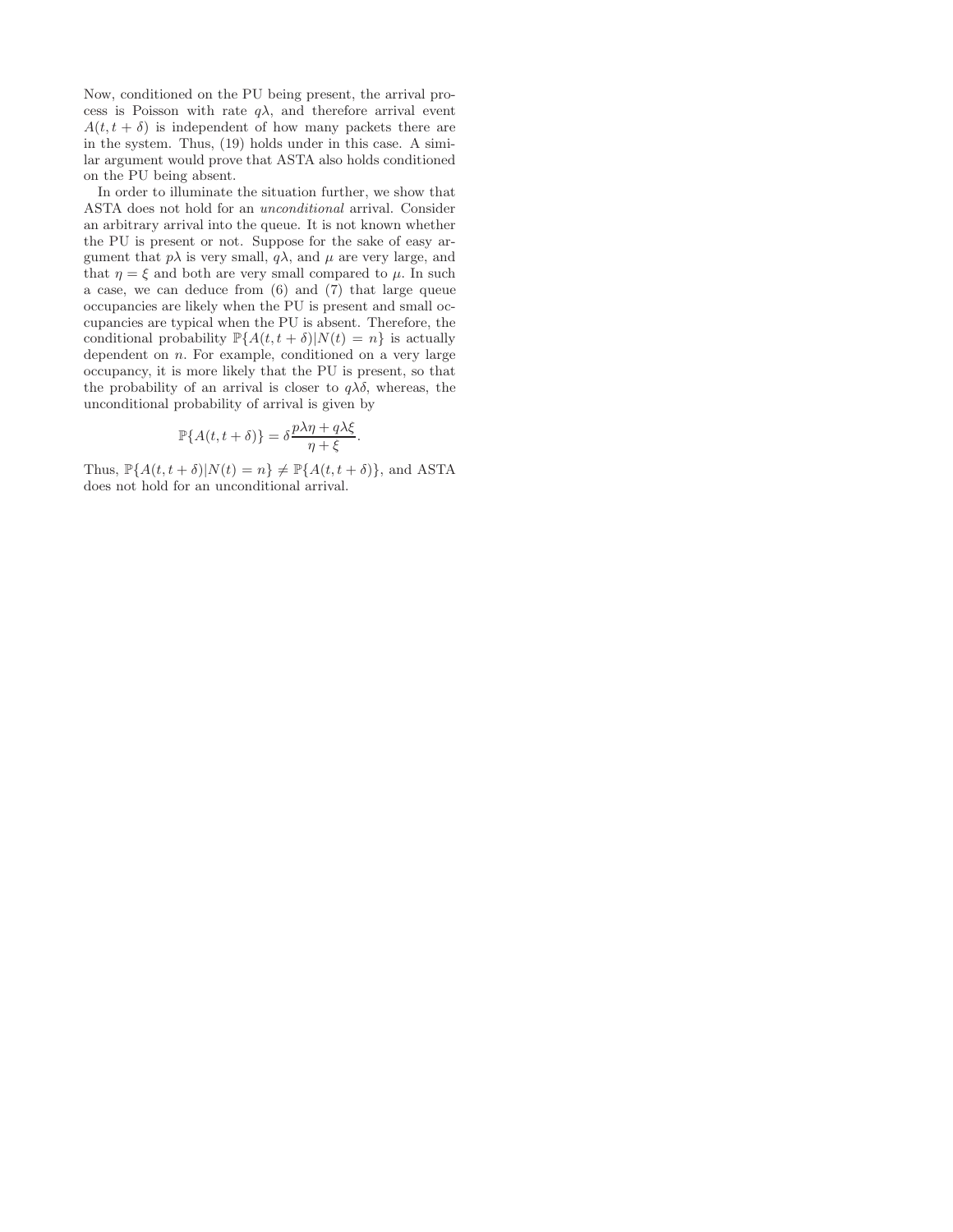Now, conditioned on the PU being present, the arrival process is Poisson with rate $q\lambda$, and therefore arrival event $A(t, t+\delta)$ is independent of how many packets there are in the system. Thus, (19) holds under in this case. A similar argument would prove that ASTA also holds conditioned on the PU being absent.

In order to illuminate the situation further, we show that ASTA does not hold for an *unconditional* arrival. Consider an arbitrary arrival into the queue. It is not known whether the PU is present or not. Suppose for the sake of easy argument that $p\lambda$ is very small, $q\lambda$, and $\mu$ are very large, and that $\eta = \xi$ and both are very small compared to $\mu$. In such a case, we can deduce from (6) and (7) that large queue occupancies are likely when the PU is present and small occupancies are typical when the PU is absent. Therefore, the conditional probability $\mathbb{P}\{A(t, t+\delta)|N(t) = n\}$ is actually dependent on $n$. For example, conditioned on a very large occupancy, it is more likely that the PU is present, so that the probability of an arrival is closer to $q\lambda\delta$, whereas, the unconditional probability of arrival is given by

$$\mathbb{P}\{A(t, t+\delta)\} = \delta \frac{p\lambda\eta + q\lambda\xi}{\eta + \xi}.$$

Thus, $\mathbb{P}\{A(t, t+\delta)|N(t) = n\} \neq \mathbb{P}\{A(t, t+\delta)\}$, and ASTA does not hold for an unconditional arrival.